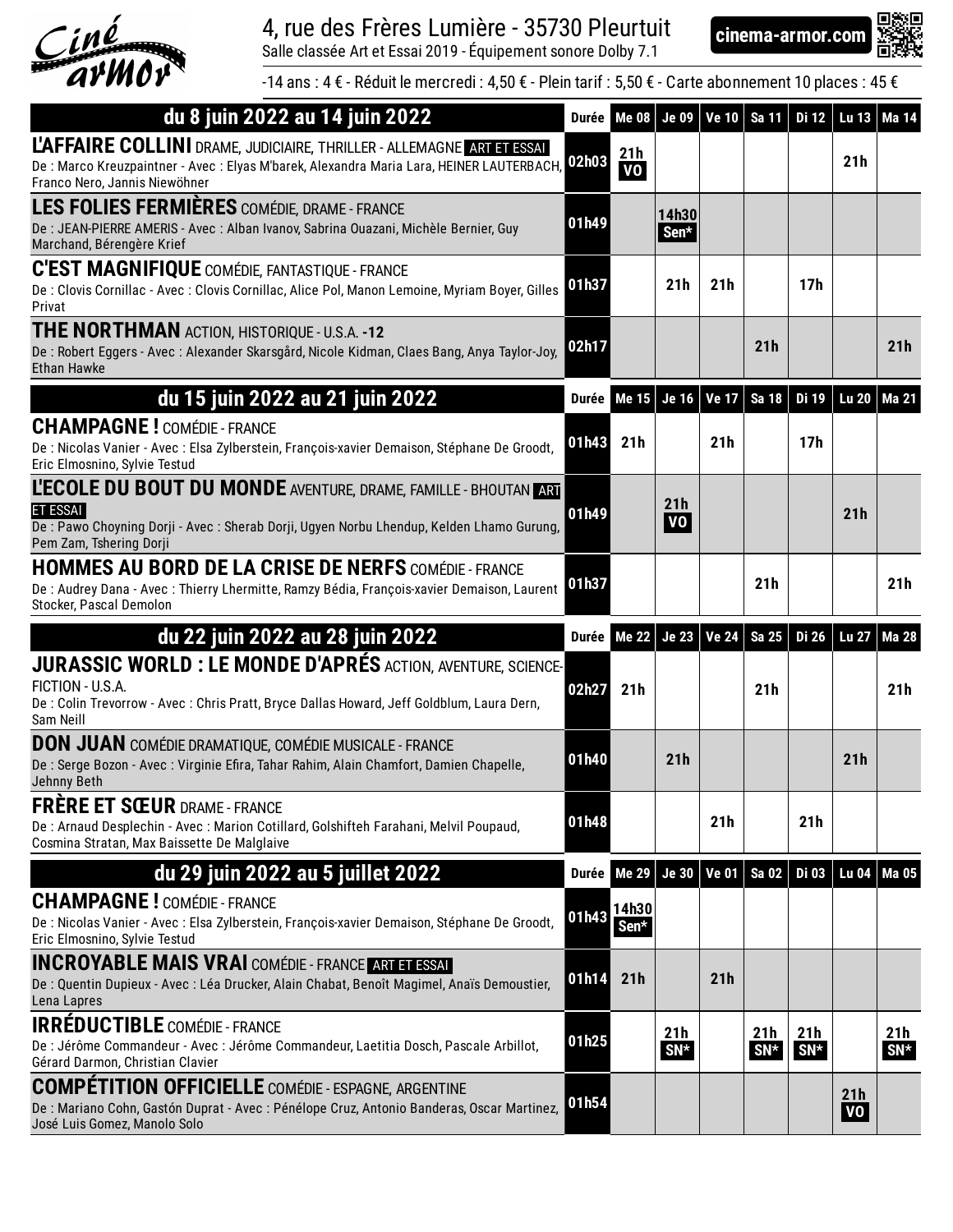# Ciné armor

4, rue des Frères Lumière - 35730 Pleurtuit

Salle classée Art et Essai 2019 - Équipement sonore Dolby 7.1

cinema-armor.com

-14 ans : 4 € - Réduit le mercredi : 4,50 € - Plein tarif : 5,50 € - Carte abonnement 10 places : 45 €

| du 8 juin 2022 au 14 juin 2022 | Durée | Me 08 | Je 09 | Ve 10 | Sa 11 | Di 12 | Lu 13 | Ma 14 |
|---|---|---|---|---|---|---|---|---|
| **L'AFFAIRE COLLINI** DRAME, JUDICIAIRE, THRILLER - ALLEMAGNE ART ET ESSAI<br>De : Marco Kreuzpaintner - Avec : Elyas M'barek, Alexandra Maria Lara, HEINER LAUTERBACH, Franco Nero, Jannis Niewöhner | 02h03 | 21h VO | | | | | 21h | |
| **LES FOLIES FERMIÈRES** COMÉDIE, DRAME - FRANCE<br>De : JEAN-PIERRE AMERIS - Avec : Alban Ivanov, Sabrina Ouazani, Michèle Bernier, Guy Marchand, Bérengère Krief | 01h49 | | 14h30 Sen* | | | | | |
| **C'EST MAGNIFIQUE** COMÉDIE, FANTASTIQUE - FRANCE<br>De : Clovis Cornillac - Avec : Clovis Cornillac, Alice Pol, Manon Lemoine, Myriam Boyer, Gilles Privat | 01h37 | | 21h | 21h | | 17h | | |
| **THE NORTHMAN** ACTION, HISTORIQUE - U.S.A. **-12**<br>De : Robert Eggers - Avec : Alexander Skarsgård, Nicole Kidman, Claes Bang, Anya Taylor-Joy, Ethan Hawke | 02h17 | | | | 21h | | | 21h |

| du 15 juin 2022 au 21 juin 2022 | Durée | Me 15 | Je 16 | Ve 17 | Sa 18 | Di 19 | Lu 20 | Ma 21 |
|---|---|---|---|---|---|---|---|---|
| **CHAMPAGNE !** COMÉDIE - FRANCE<br>De : Nicolas Vanier - Avec : Elsa Zylberstein, François-xavier Demaison, Stéphane De Groodt, Eric Elmosnino, Sylvie Testud | 01h43 | 21h | | 21h | | 17h | | |
| **L'ECOLE DU BOUT DU MONDE** AVENTURE, DRAME, FAMILLE - BHOUTAN ART ET ESSAI<br>De : Pawo Choyning Dorji - Avec : Sherab Dorji, Ugyen Norbu Lhendup, Kelden Lhamo Gurung, Pem Zam, Tshering Dorji | 01h49 | | 21h VO | | | | 21h | |
| **HOMMES AU BORD DE LA CRISE DE NERFS** COMÉDIE - FRANCE<br>De : Audrey Dana - Avec : Thierry Lhermitte, Ramzy Bédia, François-xavier Demaison, Laurent Stocker, Pascal Demolon | 01h37 | | | | 21h | | | 21h |

| du 22 juin 2022 au 28 juin 2022 | Durée | Me 22 | Je 23 | Ve 24 | Sa 25 | Di 26 | Lu 27 | Ma 28 |
|---|---|---|---|---|---|---|---|---|
| **JURASSIC WORLD : LE MONDE D'APRÉS** ACTION, AVENTURE, SCIENCE-FICTION - U.S.A.<br>De : Colin Trevorrow - Avec : Chris Pratt, Bryce Dallas Howard, Jeff Goldblum, Laura Dern, Sam Neill | 02h27 | 21h | | | 21h | | | 21h |
| **DON JUAN** COMÉDIE DRAMATIQUE, COMÉDIE MUSICALE - FRANCE<br>De : Serge Bozon - Avec : Virginie Efira, Tahar Rahim, Alain Chamfort, Damien Chapelle, Jehnny Beth | 01h40 | | 21h | | | | 21h | |
| **FRÈRE ET SŒUR** DRAME - FRANCE<br>De : Arnaud Desplechin - Avec : Marion Cotillard, Golshifteh Farahani, Melvil Poupaud, Cosmina Stratan, Max Baissette De Malglaive | 01h48 | | | 21h | | 21h | | |

| du 29 juin 2022 au 5 juillet 2022 | Durée | Me 29 | Je 30 | Ve 01 | Sa 02 | Di 03 | Lu 04 | Ma 05 |
|---|---|---|---|---|---|---|---|---|
| **CHAMPAGNE !** COMÉDIE - FRANCE<br>De : Nicolas Vanier - Avec : Elsa Zylberstein, François-xavier Demaison, Stéphane De Groodt, Eric Elmosnino, Sylvie Testud | 01h43 | 14h30 Sen* | | | | | | |
| **INCROYABLE MAIS VRAI** COMÉDIE - FRANCE ART ET ESSAI<br>De : Quentin Dupieux - Avec : Léa Drucker, Alain Chabat, Benoît Magimel, Anaïs Demoustier, Lena Lapres | 01h14 | 21h | | 21h | | | | |
| **IRRÉDUCTIBLE** COMÉDIE - FRANCE<br>De : Jérôme Commandeur - Avec : Jérôme Commandeur, Laetitia Dosch, Pascale Arbillot, Gérard Darmon, Christian Clavier | 01h25 | | 21h SN* | | 21h SN* | 21h SN* | | 21h SN* |
| **COMPÉTITION OFFICIELLE** COMÉDIE - ESPAGNE, ARGENTINE<br>De : Mariano Cohn, Gastón Duprat - Avec : Pénélope Cruz, Antonio Banderas, Oscar Martinez, José Luis Gomez, Manolo Solo | 01h54 | | | | | | 21h VO | |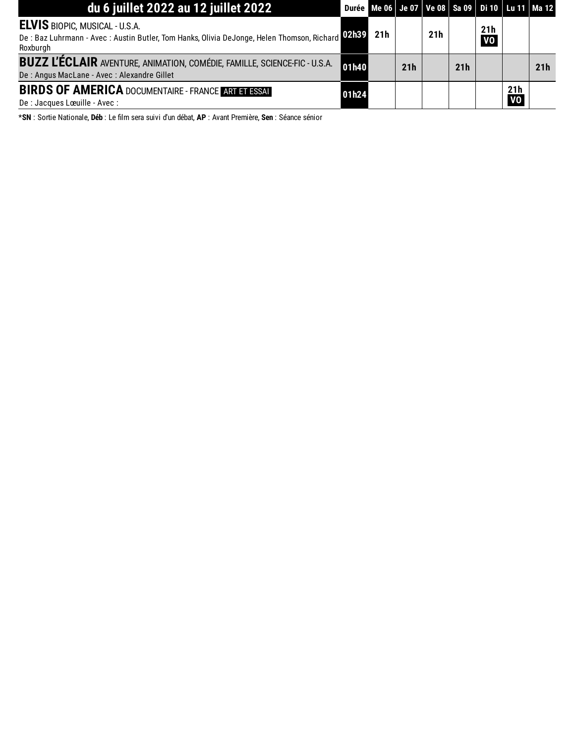| du 6 juillet 2022 au 12 juillet 2022 | Durée | Me 06 | Je 07 | Ve 08 | Sa 09 | Di 10 | Lu 11 | Ma 12 |
|---|---|---|---|---|---|---|---|---|
| **ELVIS** BIOPIC, MUSICAL - U.S.A.<br>De : Baz Luhrmann - Avec : Austin Butler, Tom Hanks, Olivia DeJonge, Helen Thomson, Richard Roxburgh | 02h39 | 21h | | 21h | | 21h VO | | |
| **BUZZ L'ÉCLAIR** AVENTURE, ANIMATION, COMÉDIE, FAMILLE, SCIENCE-FIC - U.S.A.<br>De : Angus MacLane - Avec : Alexandre Gillet | 01h40 | | 21h | | 21h | | | 21h |
| **BIRDS OF AMERICA** DOCUMENTAIRE - FRANCE ART ET ESSAI<br>De : Jacques Lœuille - Avec : | 01h24 | | | | | | 21h VO | |

*__SN__ : Sortie Nationale, **Déb** : Le film sera suivi d'un débat, **AP** : Avant Première, **Sen** : Séance sénior